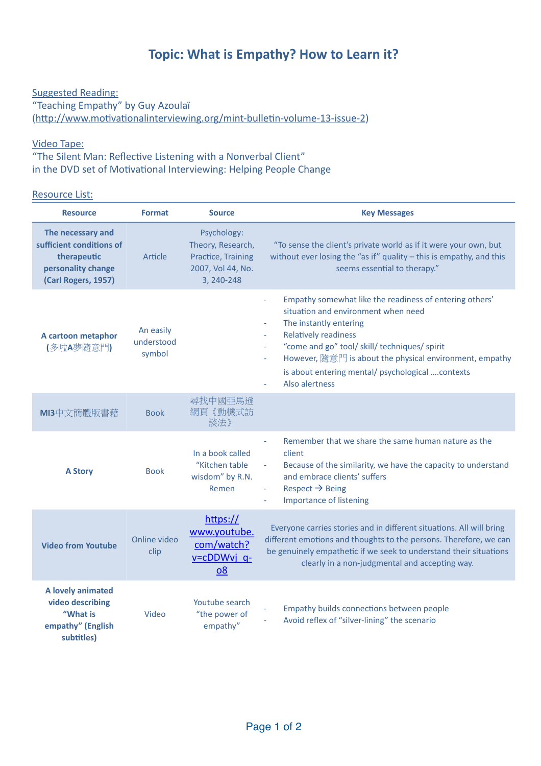# Topic: What is Empathy? How to Learn it?

Suggested Reading:
"Teaching Empathy" by Guy Azoulaï
(http://www.motivationalinterviewing.org/mint-bulletin-volume-13-issue-2)

Video Tape:
"The Silent Man: Reflective Listening with a Nonverbal Client"
in the DVD set of Motivational Interviewing: Helping People Change

Resource List:

| Resource | Format | Source | Key Messages |
|---|---|---|---|
| **The necessary and sufficient conditions of therapeutic personality change (Carl Rogers, 1957)** | Article | Psychology: Theory, Research, Practice, Training 2007, Vol 44, No. 3, 240-248 | "To sense the client's private world as if it were your own, but without ever losing the "as if" quality – this is empathy, and this seems essential to therapy." |
| **A cartoon metaphor (多啦A夢隨意門)** | An easily understood symbol | | - Empathy somewhat like the readiness of entering others' situation and environment when need<br>- The instantly entering<br>- Relatively readiness<br>- "come and go" tool/ skill/ techniques/ spirit<br>- However, 隨意門 is about the physical environment, empathy is about entering mental/ psychological ....contexts<br>- Also alertness |
| **MI3中文簡體版書藉** | Book | 尋找中國亞馬遜網頁《動機式訪談法》 | |
| **A Story** | Book | In a book called "Kitchen table wisdom" by R.N. Remen | - Remember that we share the same human nature as the client<br>- Because of the similarity, we have the capacity to understand and embrace clients' suffers<br>- Respect → Being<br>- Importance of listening |
| **Video from Youtube** | Online video clip | https://www.youtube.com/watch?v=cDDWvj_q-o8 | Everyone carries stories and in different situations. All will bring different emotions and thoughts to the persons. Therefore, we can be genuinely empathetic if we seek to understand their situations clearly in a non-judgmental and accepting way. |
| **A lovely animated video describing "What is empathy" (English subtitles)** | Video | Youtube search "the power of empathy" | - Empathy builds connections between people<br>- Avoid reflex of "silver-lining" the scenario |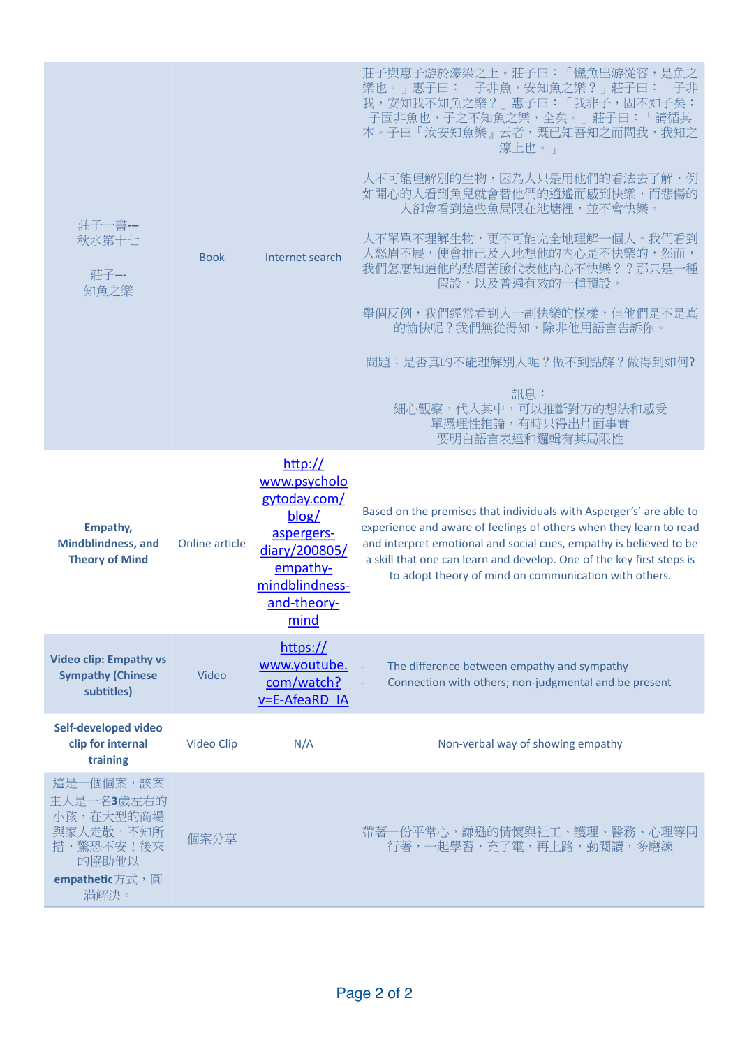| | | | |
|---|---|---|---|
| 莊子一書---秋水第十七<br><br>莊子---知魚之樂 | Book | Internet search | 莊子與惠子游於濠梁之上。莊子曰：「鯈魚出游從容，是魚之樂也。」惠子曰：「子非魚，安知魚之樂？」莊子曰：「子非我，安知我不知魚之樂？」惠子曰：「我非子，固不知子矣；子固非魚也，子之不知魚之樂，全矣。」莊子曰：「請循其本。子曰『汝安知魚樂』云者，既已知吾知之而問我，我知之濠上也。」<br><br>人不可能理解別的生物，因為人只是用他們的看法去了解，例如開心的人看到魚兒就會替他們的逍遙而感到快樂，而悲傷的人卻會看到這些魚局限在池塘裡，並不會快樂。<br><br>人不單單不理解生物，更不可能完全地理解一個人。我們看到人愁眉不展，便會推己及人地想他的內心是不快樂的，然而，我們怎麼知道他的愁眉苦臉代表他內心不快樂？？那只是一種假設，以及普遍有效的一種預設。<br><br>舉個反例，我們經常看到人一副快樂的模樣，但他們是不是真的愉快呢？我們無從得知，除非他用語言告訴你。<br><br>問題：是否真的不能理解別人呢？做不到點解？做得到如何?<br><br>訊息：<br>細心觀察，代入其中，可以推斷對方的想法和感受<br>單憑理性推論，有時只得出片面事實<br>要明白語言表達和邏輯有其局限性 |
| **Empathy, Mindblindness, and Theory of Mind** | Online article | http://www.psychologytoday.com/blog/aspergers-diary/200805/empathy-mindblindness-and-theory-mind | Based on the premises that individuals with Asperger's' are able to experience and aware of feelings of others when they learn to read and interpret emotional and social cues, empathy is believed to be a skill that one can learn and develop. One of the key first steps is to adopt theory of mind on communication with others. |
| **Video clip: Empathy vs Sympathy (Chinese subtitles)** | Video | https://www.youtube.com/watch?v=E-AfeaRD_IA | - The difference between empathy and sympathy<br>- Connection with others; non-judgmental and be present |
| **Self-developed video clip for internal training** | Video Clip | N/A | Non-verbal way of showing empathy |
| 這是一個個案，該案主人是一名**3**歲左右的小孩，在大型的商場與家人走散，不知所措，驚恐不安！後來的協助他以**empathetic**方式，圓滿解決。 | 個案分享 | | 帶著一份平常心，謙遜的情懷與社工、護理、醫務、心理等同行著，一起學習，充了電，再上路，勤閱讀，多磨練 |